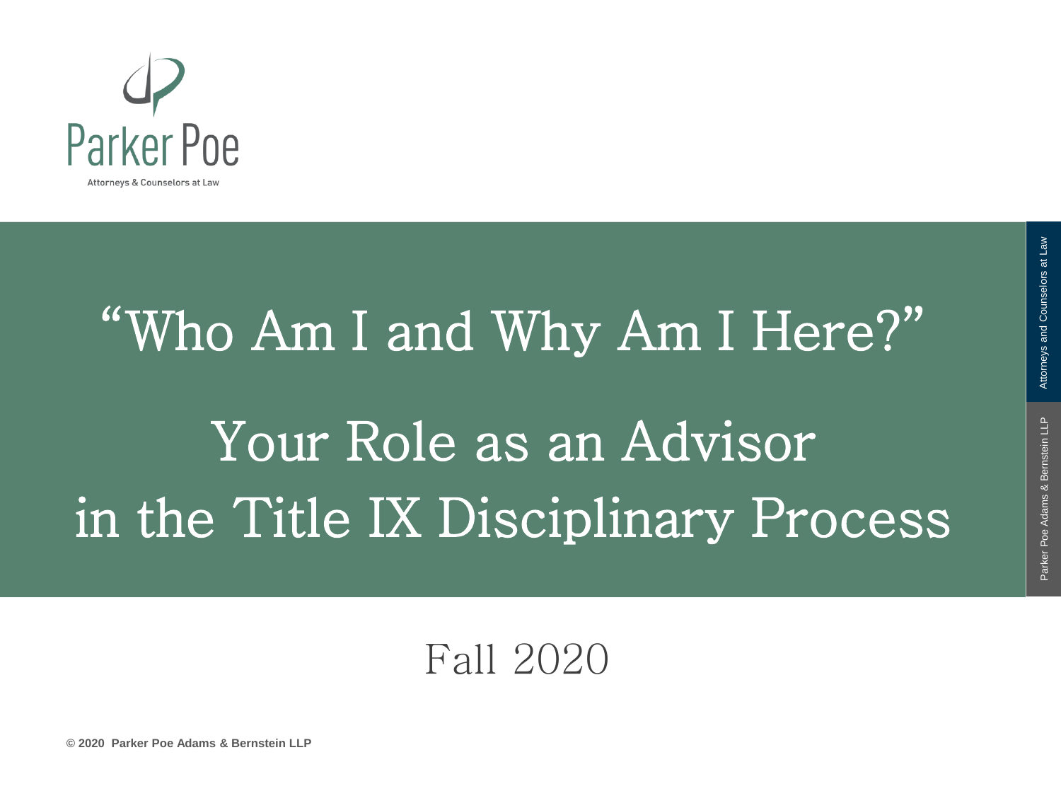Parker Poe

Attorneys & Counselors at Law

# "Who Am I and Why Am I Here?"

# Your Role as an Advisor in the Title IX Disciplinary Process

Fall 2020

© 2020 Parker Poe Adams & Bernstein LLP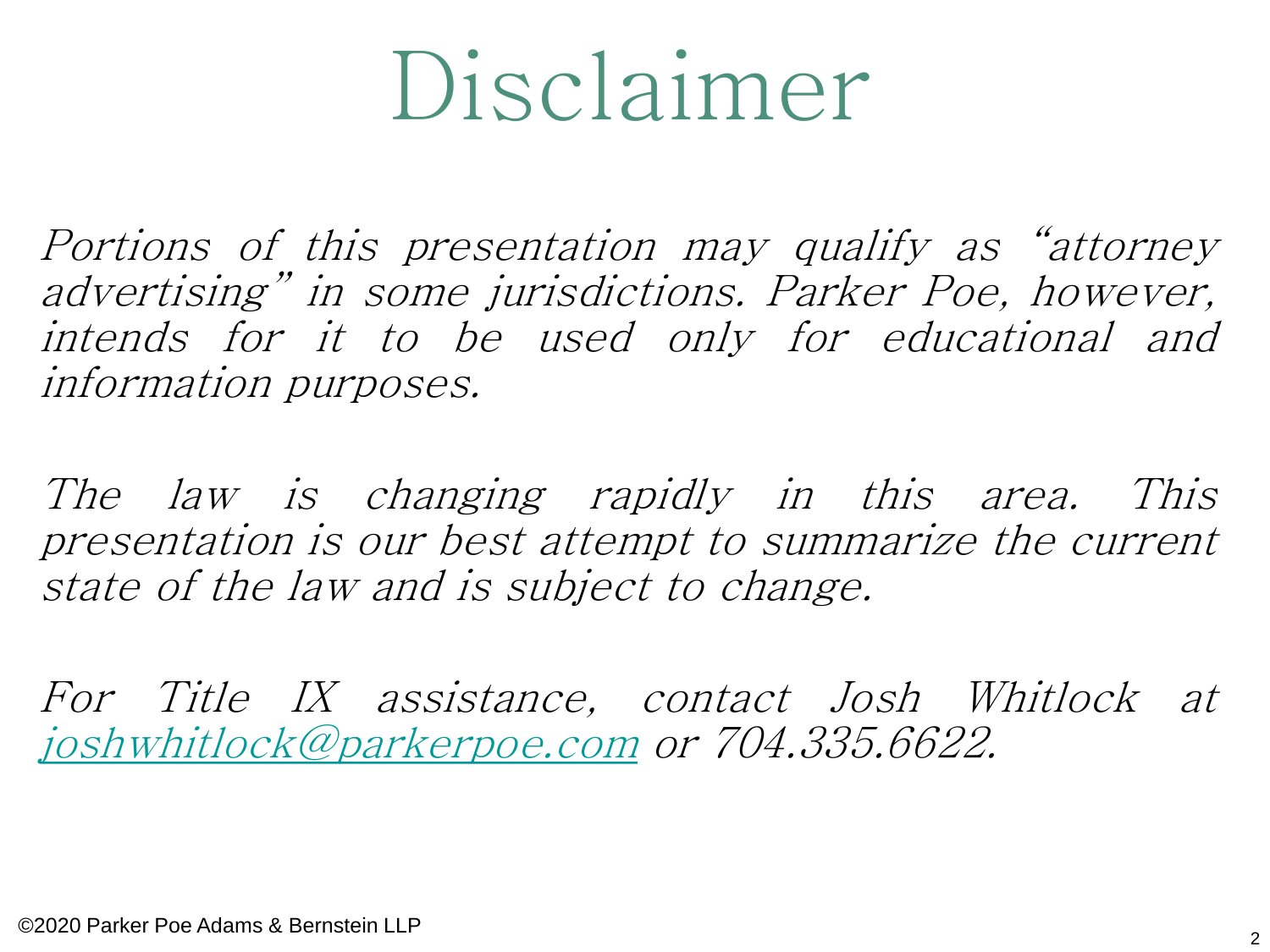# Disclaimer

*Portions of this presentation may qualify as "attorney advertising" in some jurisdictions. Parker Poe, however, intends for it to be used only for educational and information purposes.*

*The law is changing rapidly in this area. This presentation is our best attempt to summarize the current state of the law and is subject to change.*

*For Title IX assistance, contact Josh Whitlock at joshwhitlock@parkerpoe.com or 704.335.6622.*

©2020 Parker Poe Adams & Bernstein LLP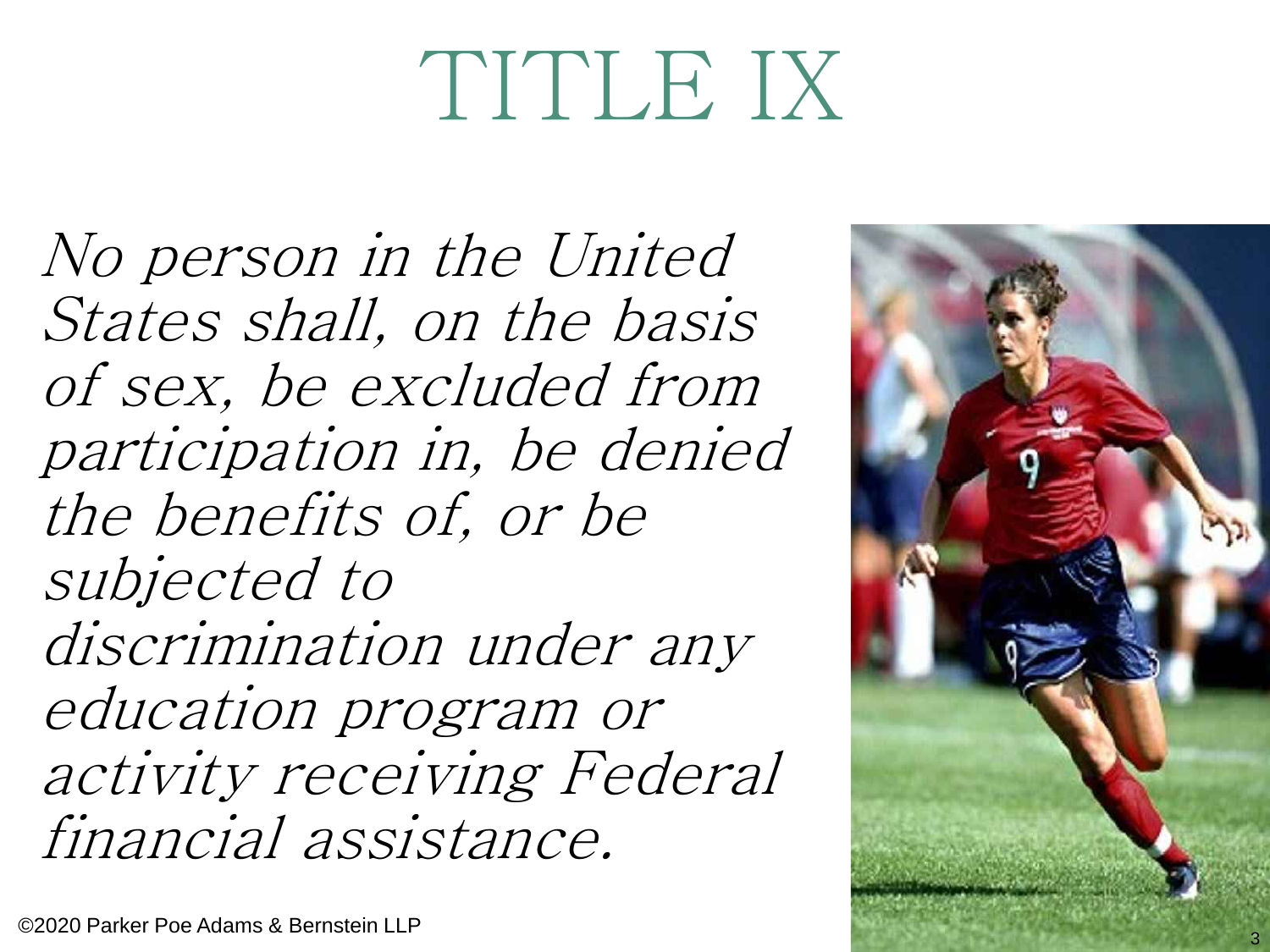# TITLE IX

*No person in the United States shall, on the basis of sex, be excluded from participation in, be denied the benefits of, or be subjected to discrimination under any education program or activity receiving Federal financial assistance.*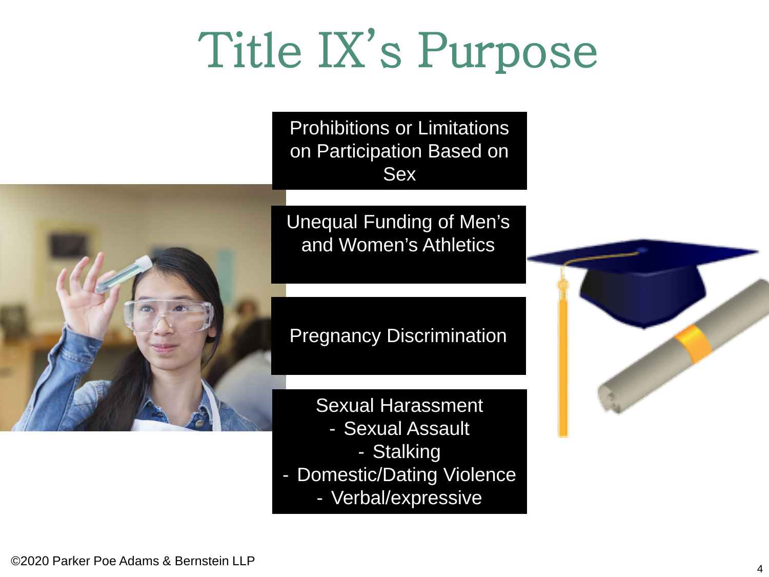# Title IX's Purpose

Prohibitions or Limitations on Participation Based on Sex

Unequal Funding of Men's and Women's Athletics

Pregnancy Discrimination

Sexual Harassment
- Sexual Assault
- Stalking
- Domestic/Dating Violence
- Verbal/expressive

©2020 Parker Poe Adams & Bernstein LLP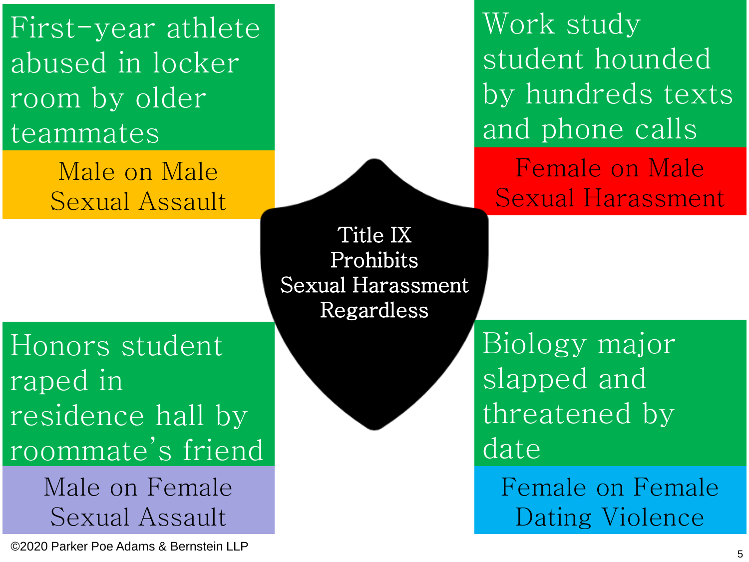First-year athlete abused in locker room by older teammates

**Male on Male Sexual Assault**

Work study student hounded by hundreds texts and phone calls

**Female on Male Sexual Harassment**

**Title IX Prohibits Sexual Harassment Regardless**

Honors student raped in residence hall by roommate's friend

**Male on Female Sexual Assault**

Biology major slapped and threatened by date

**Female on Female Dating Violence**

©2020 Parker Poe Adams & Bernstein LLP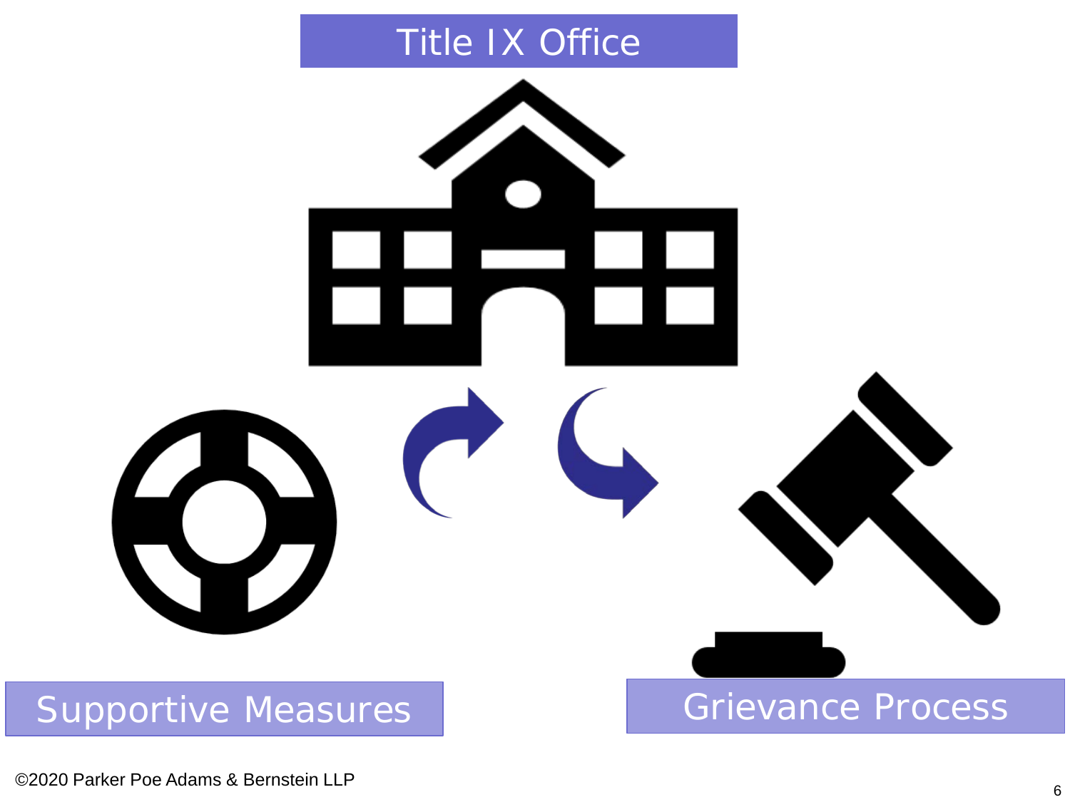Title IX Office

Supportive Measures

Grievance Process

©2020 Parker Poe Adams & Bernstein LLP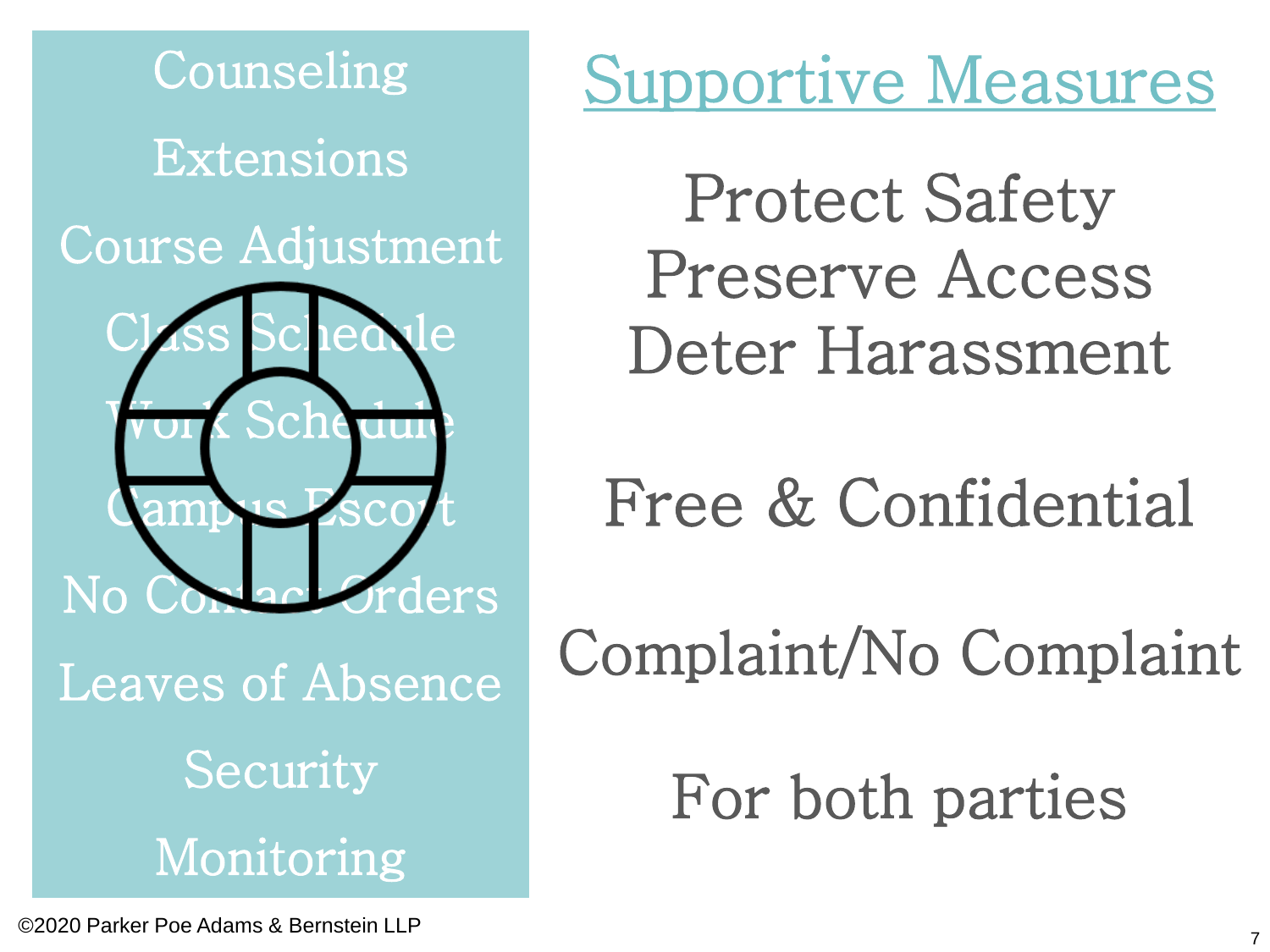# Supportive Measures

- Counseling
- Extensions
- Course Adjustment
- Class Schedule
- Work Schedule
- Campus Escort
- No Contact Orders
- Leaves of Absence
- Security
- Monitoring

Protect Safety
Preserve Access
Deter Harassment

Free & Confidential

Complaint/No Complaint

For both parties

©2020 Parker Poe Adams & Bernstein LLP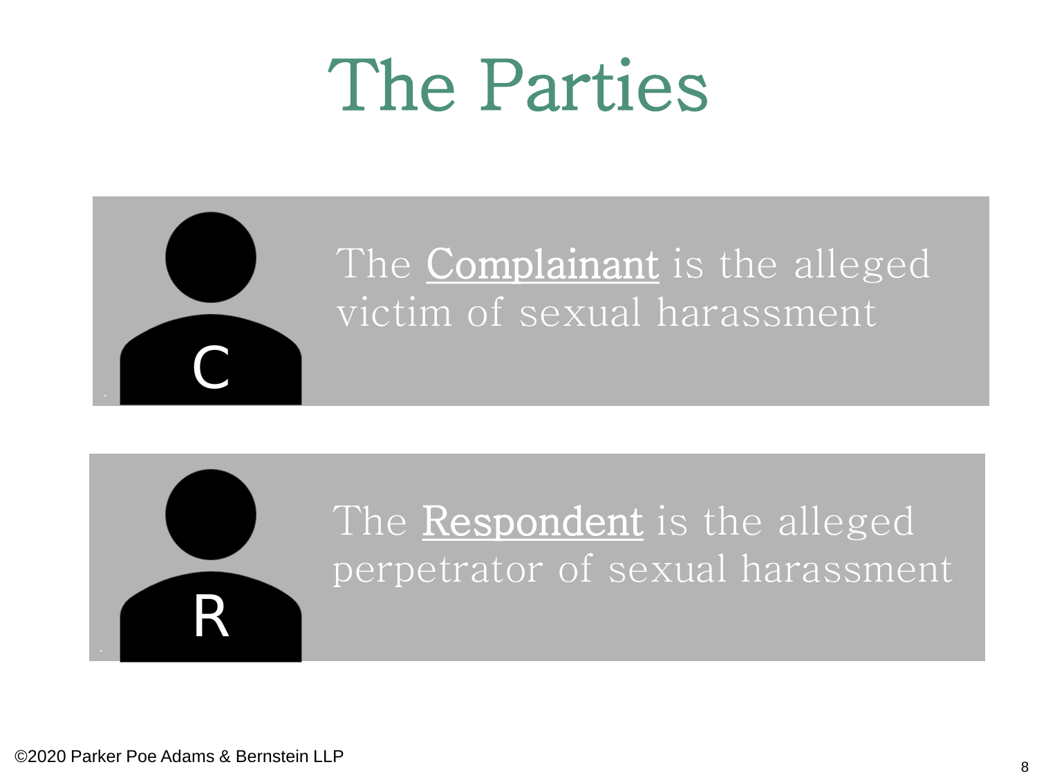# The Parties

C

The **Complainant** is the alleged victim of sexual harassment

R

The **Respondent** is the alleged perpetrator of sexual harassment

©2020 Parker Poe Adams & Bernstein LLP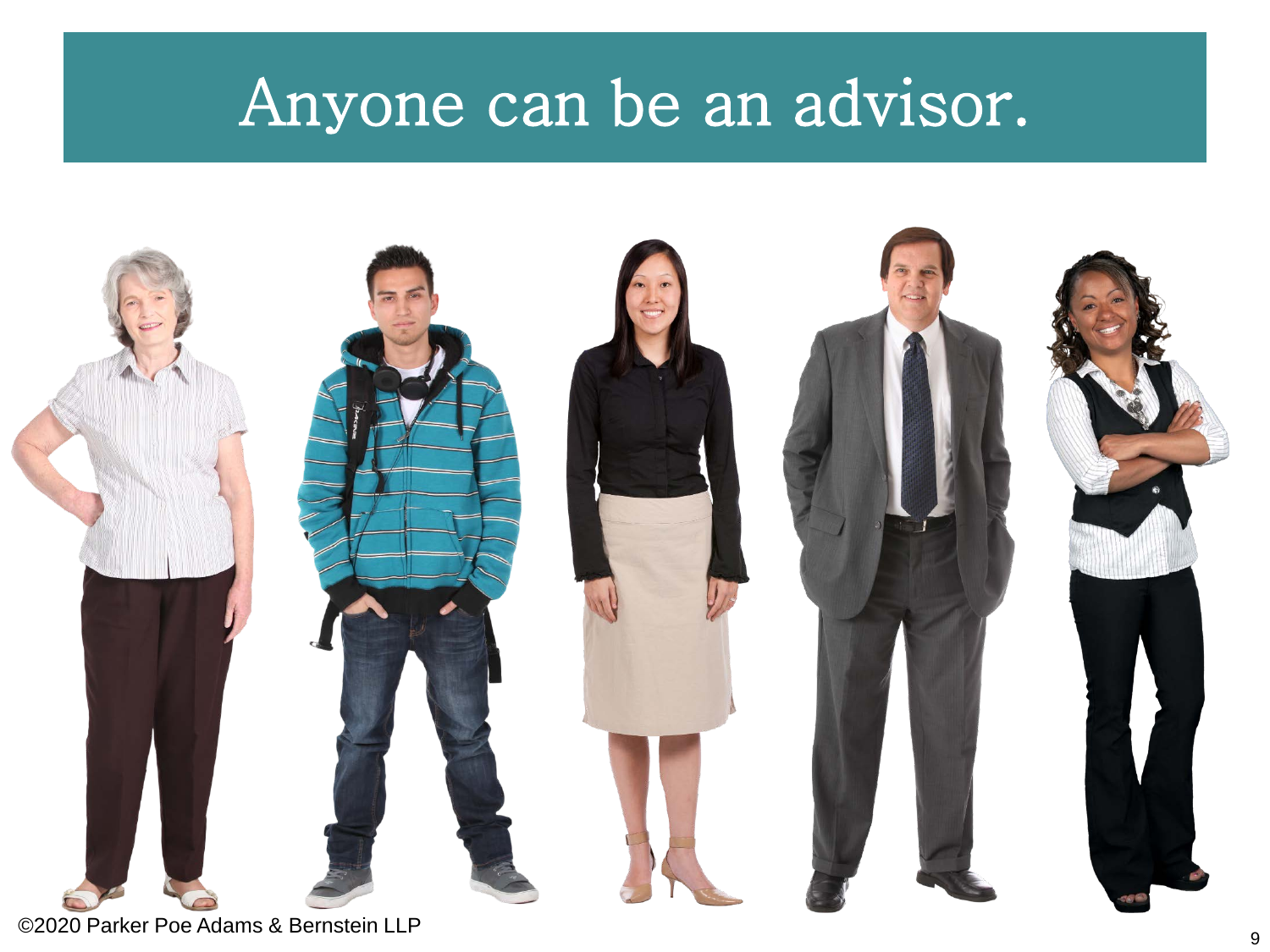# Anyone can be an advisor.

©2020 Parker Poe Adams & Bernstein LLP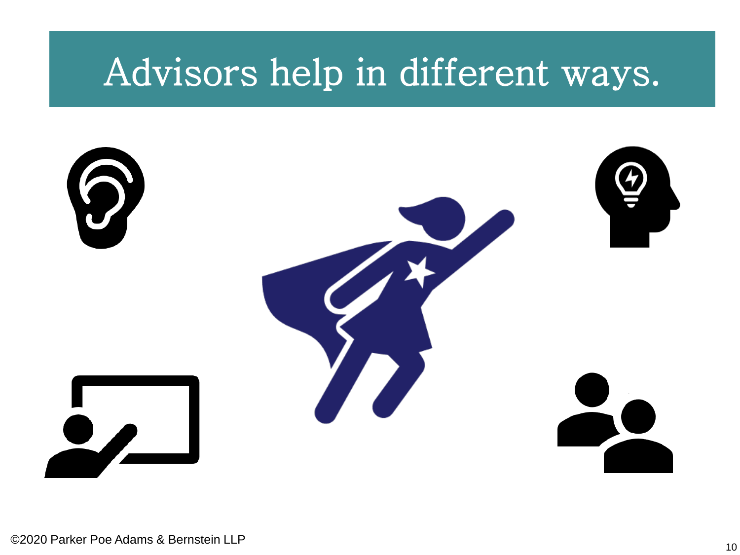# Advisors help in different ways.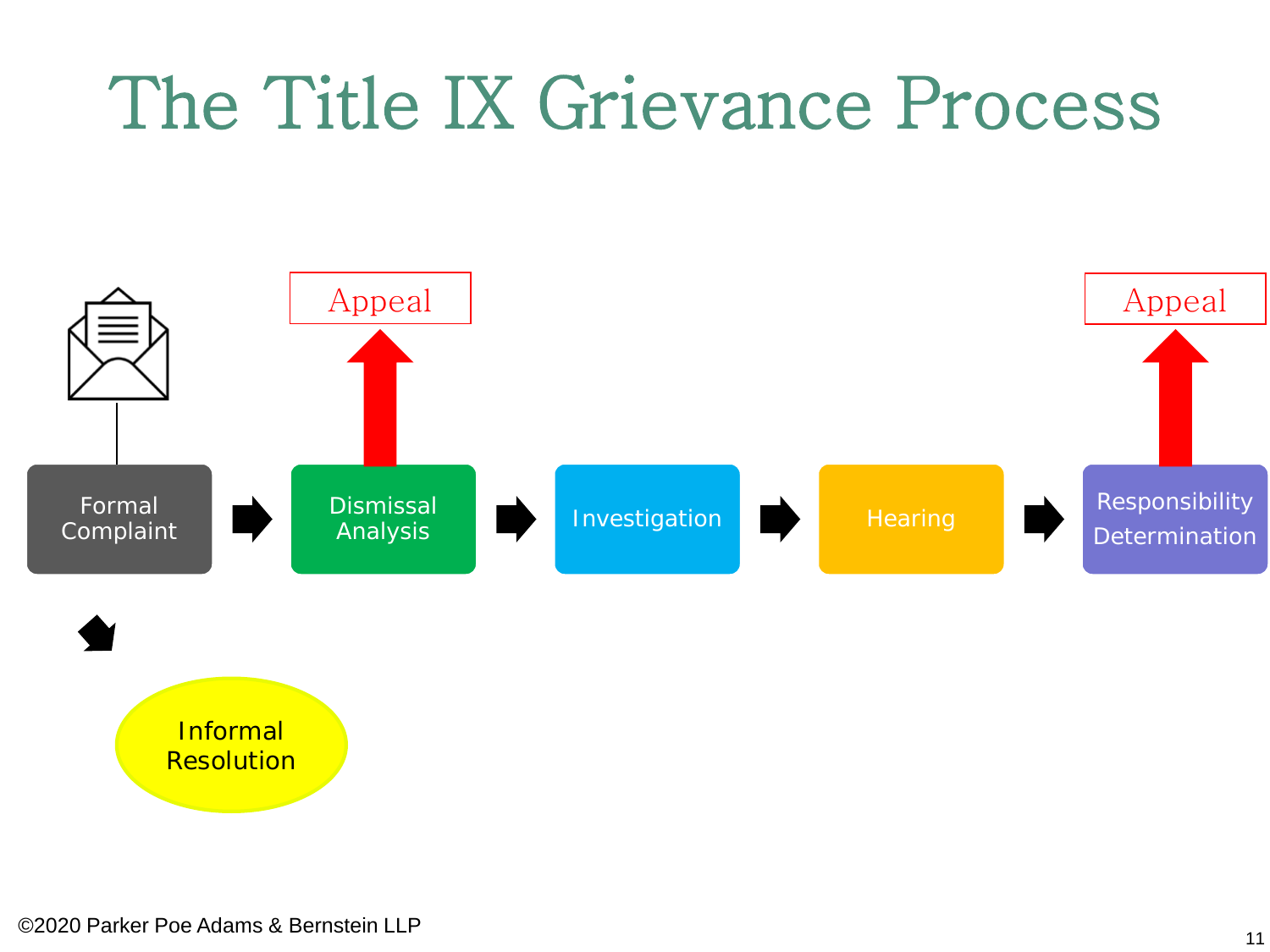# The Title IX Grievance Process

Formal Complaint → Dismissal Analysis → Investigation → Hearing → Responsibility Determination

Dismissal Analysis → Appeal

Responsibility Determination → Appeal

Formal Complaint → Informal Resolution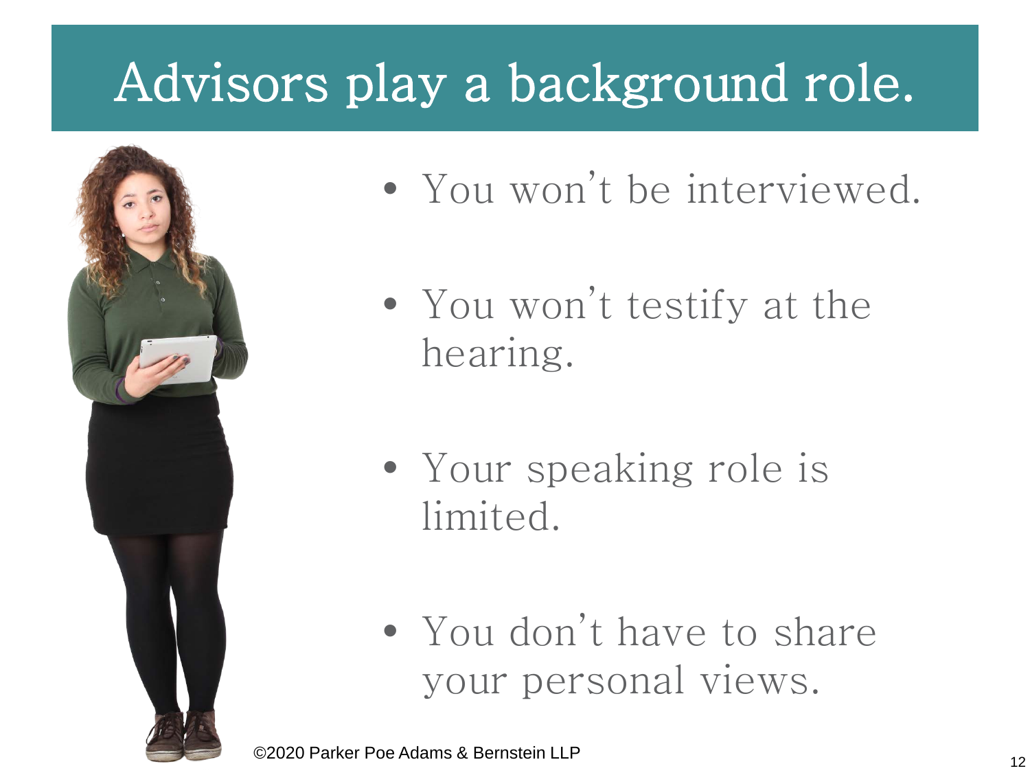# Advisors play a background role.

- You won't be interviewed.
- You won't testify at the hearing.
- Your speaking role is limited.
- You don't have to share your personal views.

©2020 Parker Poe Adams & Bernstein LLP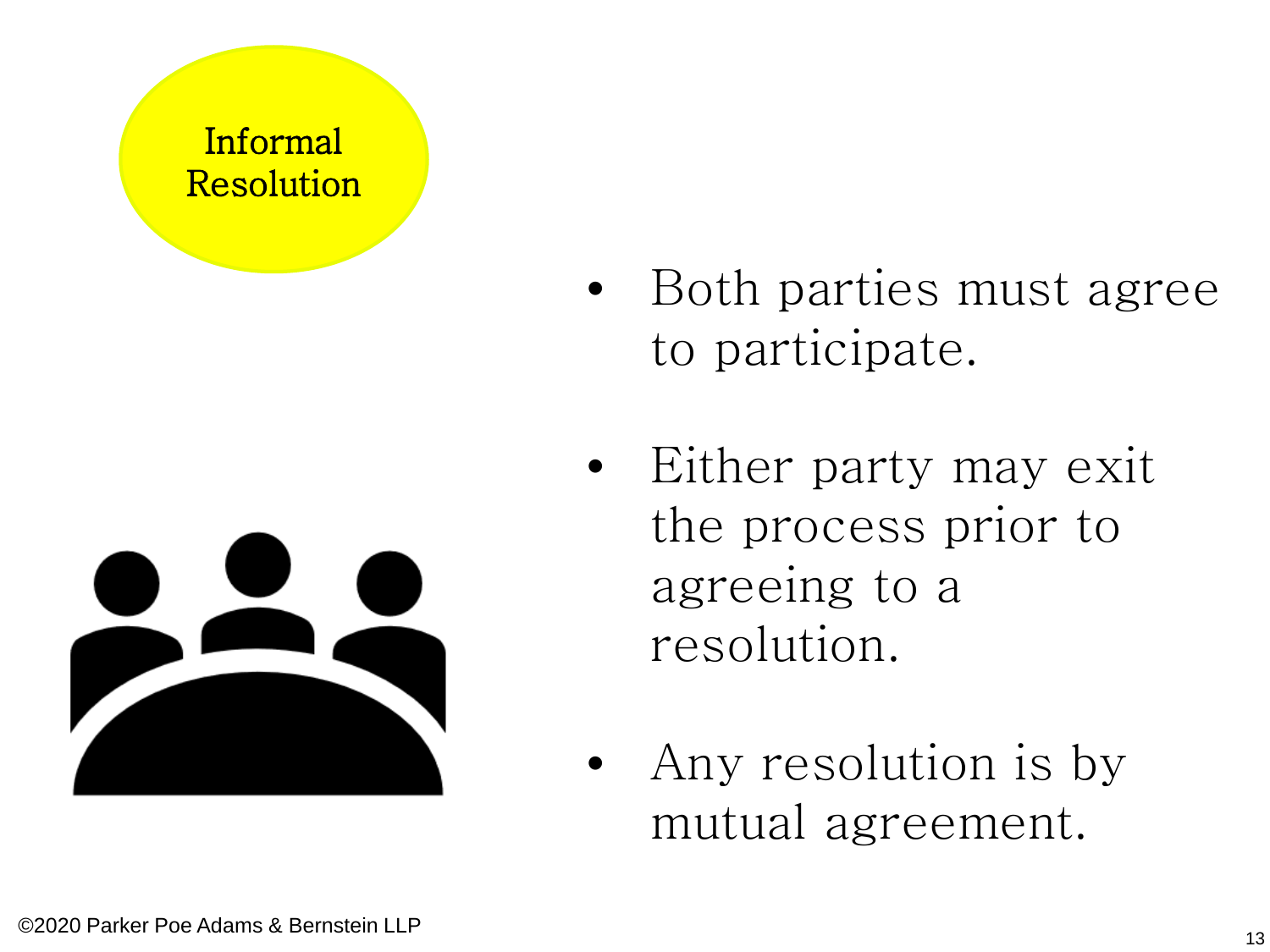## Informal Resolution

- Both parties must agree to participate.
- Either party may exit the process prior to agreeing to a resolution.
- Any resolution is by mutual agreement.

©2020 Parker Poe Adams & Bernstein LLP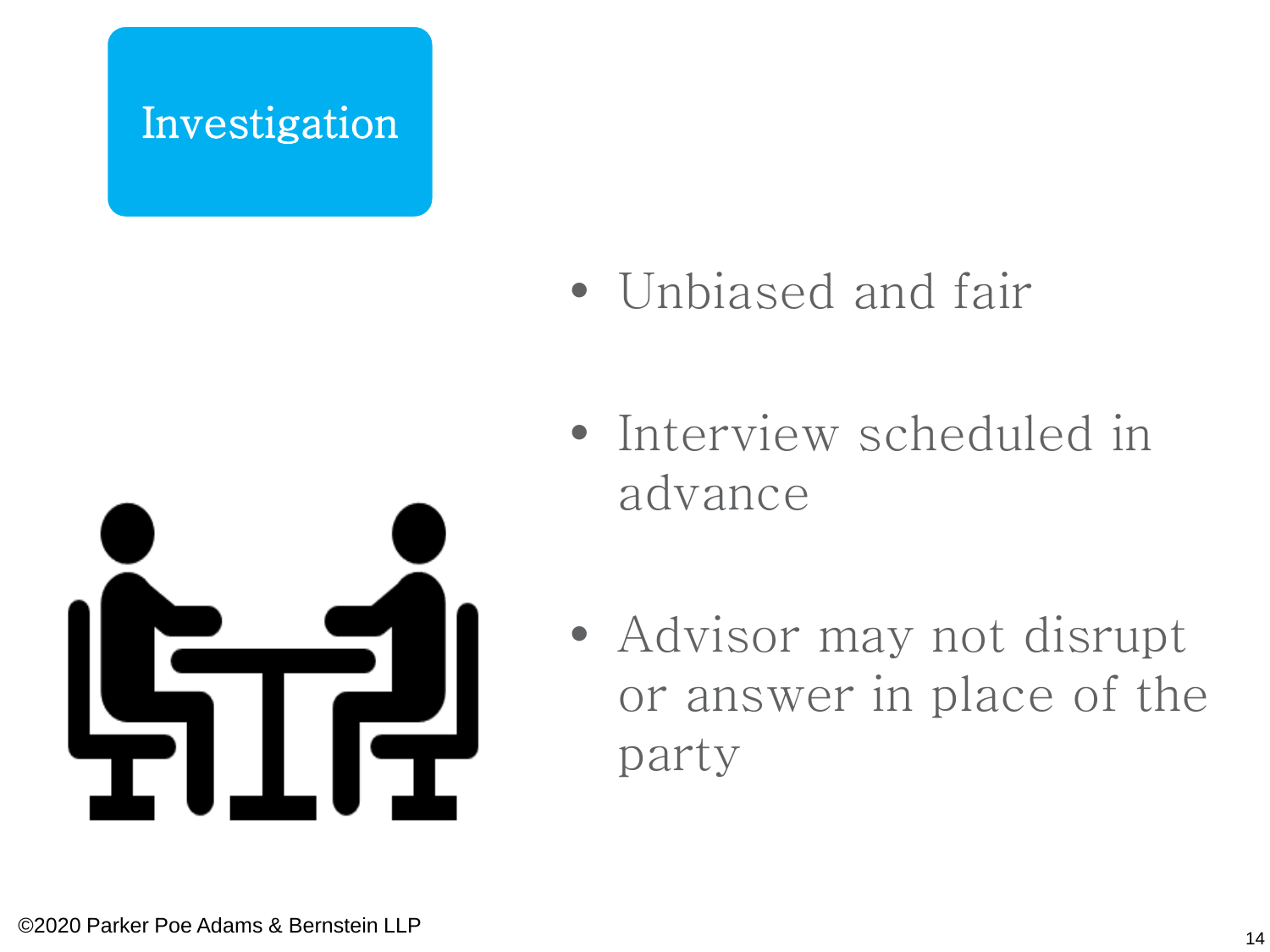# Investigation

- Unbiased and fair
- Interview scheduled in advance
- Advisor may not disrupt or answer in place of the party

©2020 Parker Poe Adams & Bernstein LLP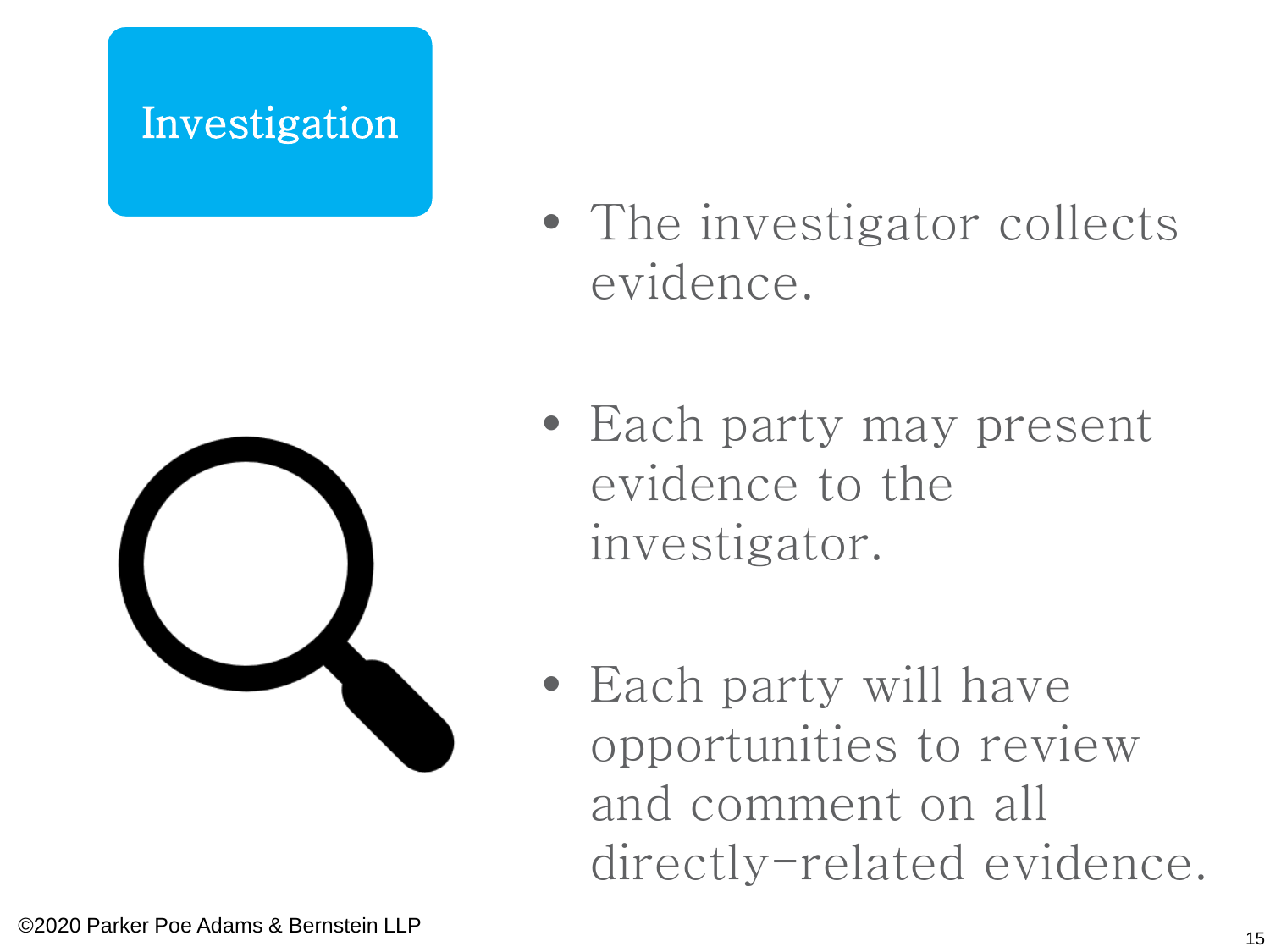# Investigation

- The investigator collects evidence.
- Each party may present evidence to the investigator.
- Each party will have opportunities to review and comment on all directly-related evidence.

©2020 Parker Poe Adams & Bernstein LLP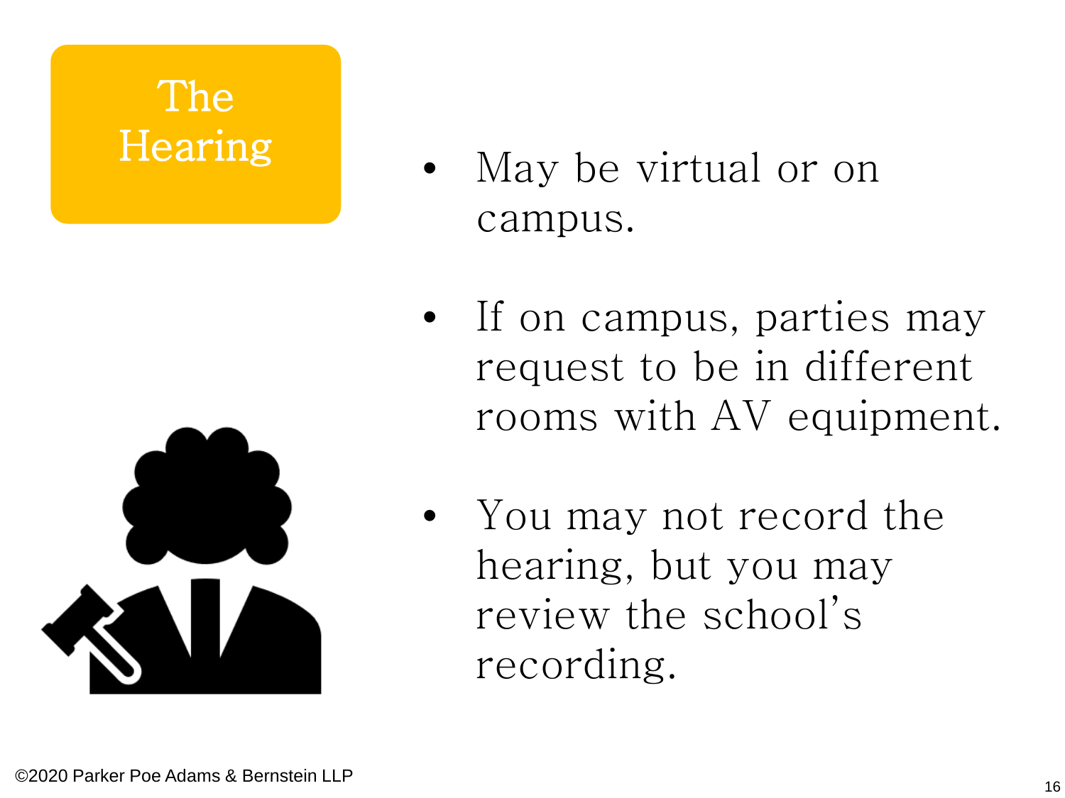# The Hearing

- May be virtual or on campus.
- If on campus, parties may request to be in different rooms with AV equipment.
- You may not record the hearing, but you may review the school's recording.

©2020 Parker Poe Adams & Bernstein LLP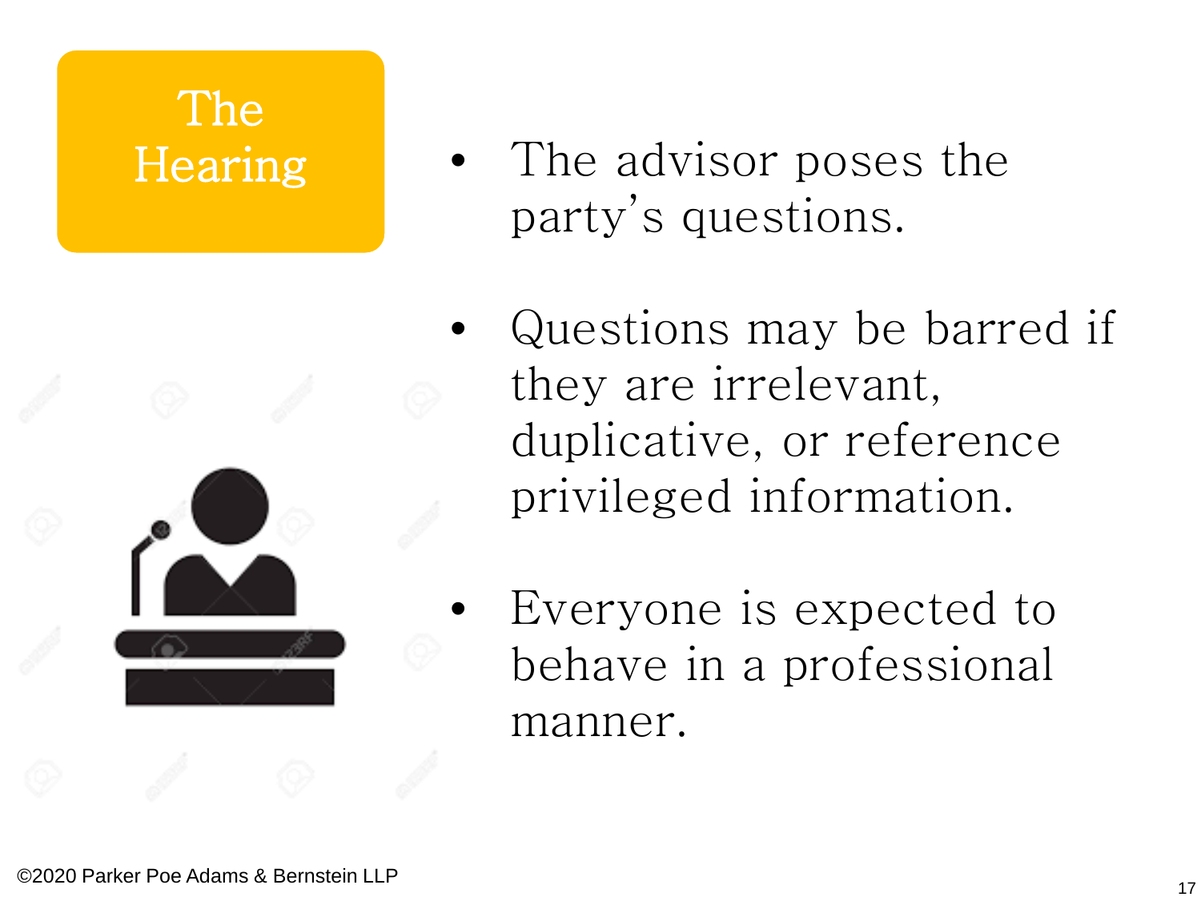# The Hearing

- The advisor poses the party's questions.
- Questions may be barred if they are irrelevant, duplicative, or reference privileged information.
- Everyone is expected to behave in a professional manner.

©2020 Parker Poe Adams & Bernstein LLP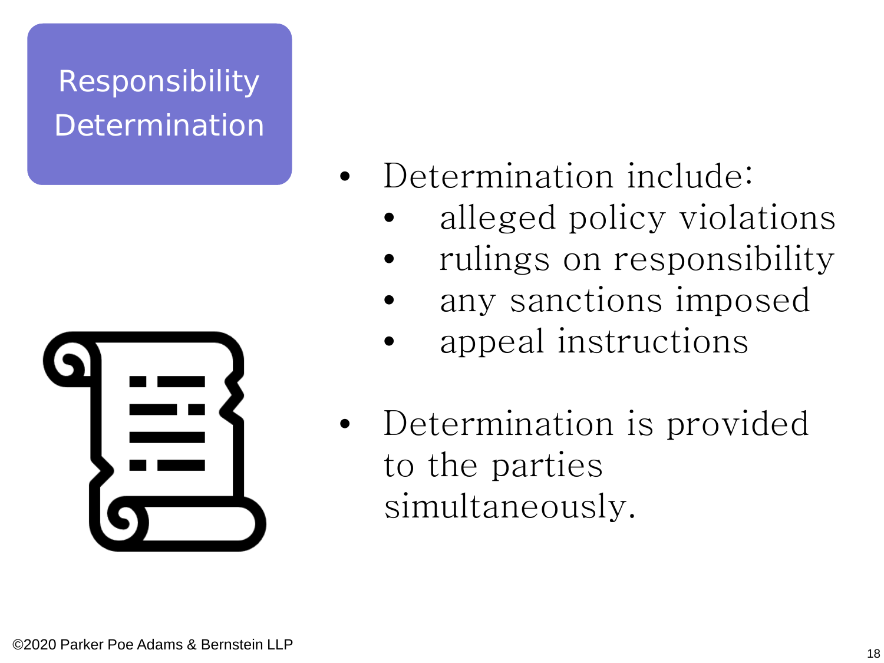# Responsibility Determination

- Determination include:
  - alleged policy violations
  - rulings on responsibility
  - any sanctions imposed
  - appeal instructions
- Determination is provided to the parties simultaneously.

©2020 Parker Poe Adams & Bernstein LLP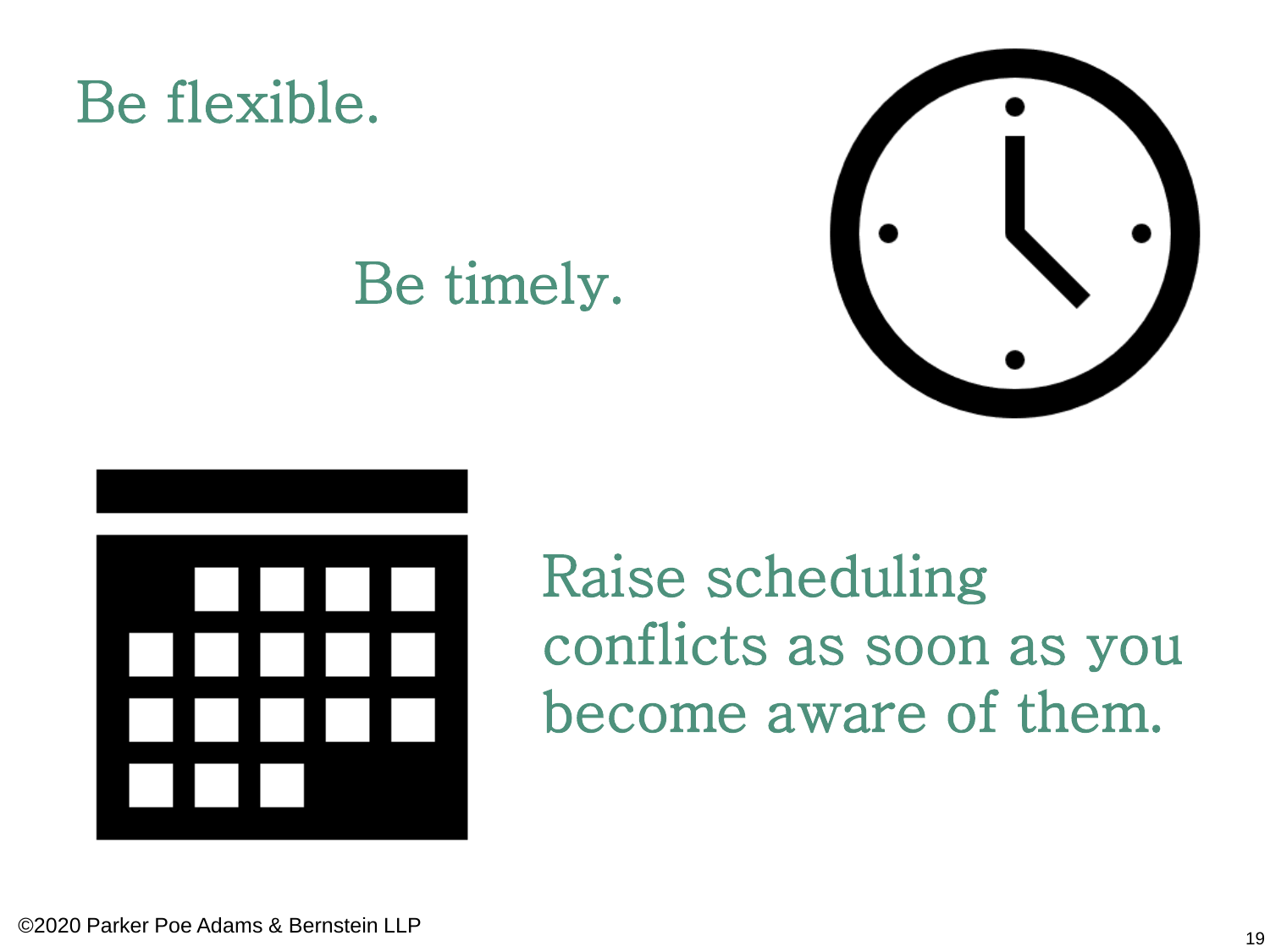Be flexible.

Be timely.

Raise scheduling conflicts as soon as you become aware of them.

©2020 Parker Poe Adams & Bernstein LLP